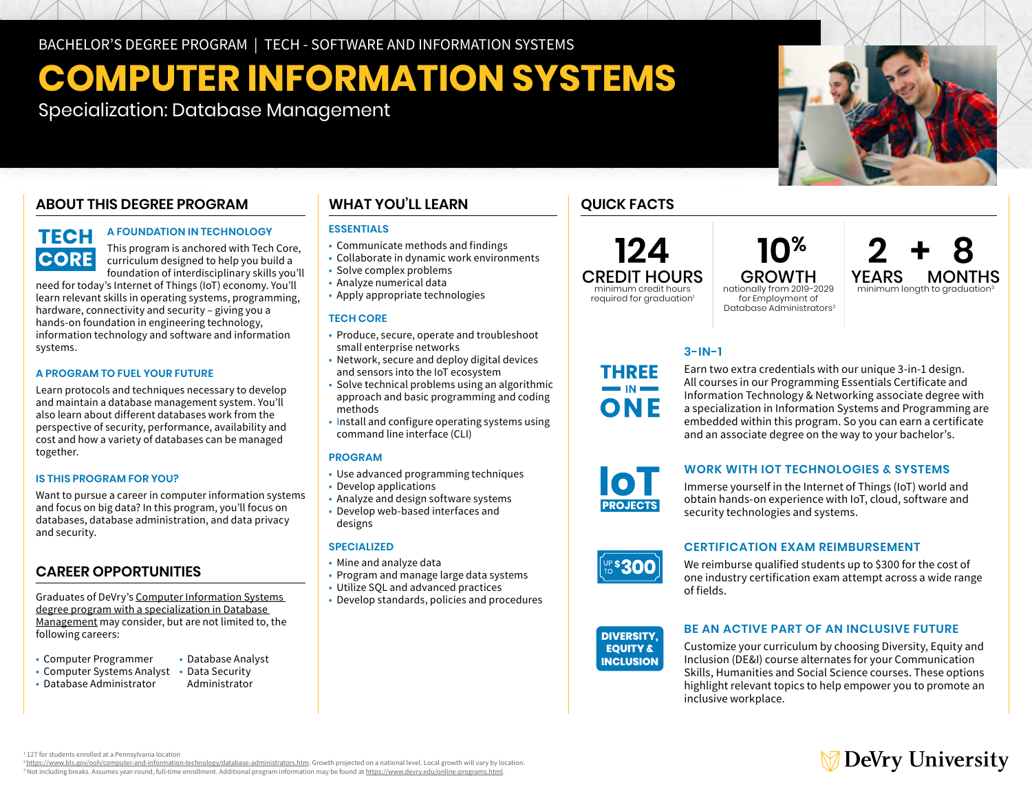BACHELOR'S DEGREE PROGRAM | TECH - SOFTWARE AND INFORMATION SYSTEMS

# COMPUTER INFORMATION SYSTEMS

Specialization: Database Management

## ABOUT THIS DEGREE PROGRAM

TECH CORE

### A FOUNDATION IN TECHNOLOGY

This program is anchored with Tech Core, curriculum designed to help you build a foundation of interdisciplinary skills you'll need for today's Internet of Things (IoT) economy. You'll learn relevant skills in operating systems, programming, hardware, connectivity and security – giving you a hands-on foundation in engineering technology, information technology and software and information systems.

### A PROGRAM TO FUEL YOUR FUTURE

Learn protocols and techniques necessary to develop and maintain a database management system. You'll also learn about different databases work from the perspective of security, performance, availability and cost and how a variety of databases can be managed together.

### IS THIS PROGRAM FOR YOU?

Want to pursue a career in computer information systems and focus on big data? In this program, you'll focus on databases, database administration, and data privacy and security.

## CAREER OPPORTUNITIES

Graduates of DeVry's Computer Information Systems degree program with a specialization in Database Management may consider, but are not limited to, the following careers:

- Computer Programmer
- Computer Systems Analyst
- Database Administrator
- Database Analyst
- Data Security Administrator

## WHAT YOU'LL LEARN

### ESSENTIALS

- Communicate methods and findings
- Collaborate in dynamic work environments
- Solve complex problems
- Analyze numerical data
- Apply appropriate technologies

### TECH CORE

- Produce, secure, operate and troubleshoot small enterprise networks
- Network, secure and deploy digital devices and sensors into the IoT ecosystem
- Solve technical problems using an algorithmic approach and basic programming and coding methods
- Install and configure operating systems using command line interface (CLI)

### PROGRAM

- Use advanced programming techniques
- Develop applications
- Analyze and design software systems
- Develop web-based interfaces and designs

### SPECIALIZED

- Mine and analyze data
- Program and manage large data systems
- Utilize SQL and advanced practices
- Develop standards, policies and procedures

## QUICK FACTS

**124** CREDIT HOURS — minimum credit hours required for graduation[1]

**10%** GROWTH — nationally from 2019-2029 for Employment of Database Administrators[2]

**2 YEARS + 8 MONTHS** — minimum length to graduation[3]

### 3-IN-1

THREE IN ONE

Earn two extra credentials with our unique 3-in-1 design. All courses in our Programming Essentials Certificate and Information Technology & Networking associate degree with a specialization in Information Systems and Programming are embedded within this program. So you can earn a certificate and an associate degree on the way to your bachelor's.

### WORK WITH IOT TECHNOLOGIES & SYSTEMS

IoT PROJECTS

Immerse yourself in the Internet of Things (IoT) world and obtain hands-on experience with IoT, cloud, software and security technologies and systems.

### CERTIFICATION EXAM REIMBURSEMENT

UP TO $300

We reimburse qualified students up to $300 for the cost of one industry certification exam attempt across a wide range of fields.

### BE AN ACTIVE PART OF AN INCLUSIVE FUTURE

DIVERSITY, EQUITY & INCLUSION

Customize your curriculum by choosing Diversity, Equity and Inclusion (DE&I) course alternates for your Communication Skills, Humanities and Social Science courses. These options highlight relevant topics to help empower you to promote an inclusive workplace.

[1] 127 for students enrolled at a Pennsylvania location
[2] https://www.bls.gov/ooh/computer-and-information-technology/database-administrators.htm. Growth projected on a national level. Local growth will vary by location.
[3] Not including breaks. Assumes year-round, full-time enrollment. Additional program information may be found at https://www.devry.edu/online-programs.html.

DeVry University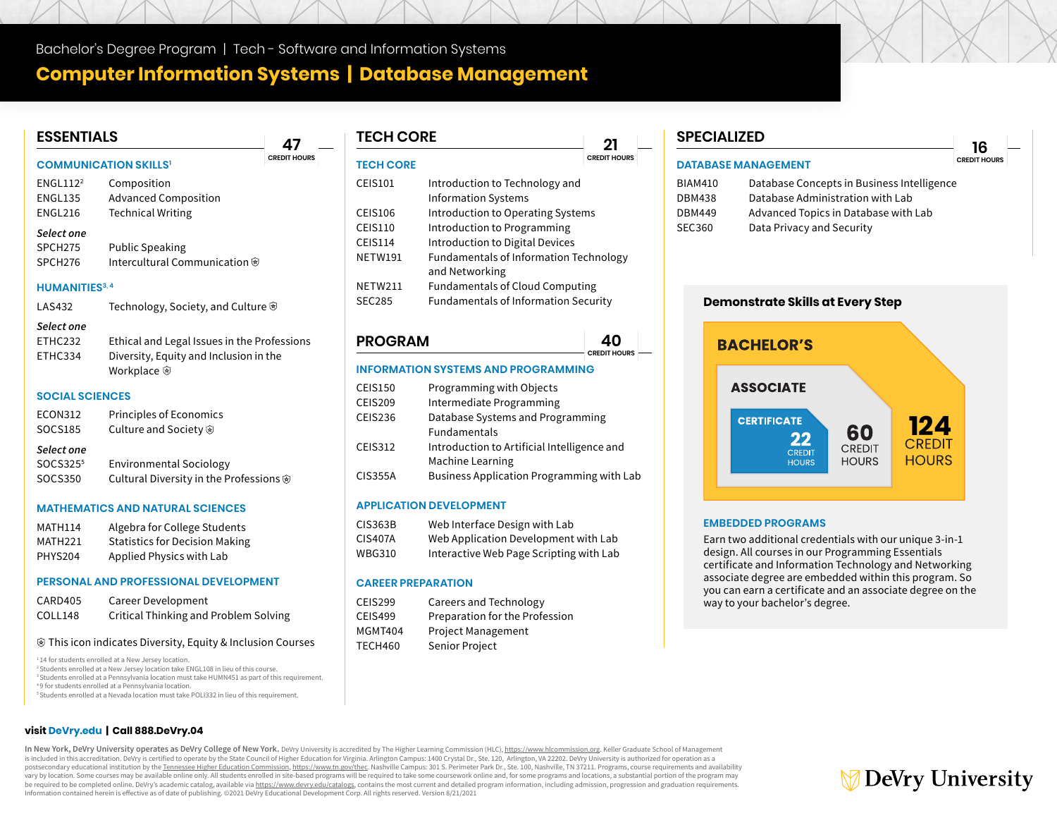Bachelor's Degree Program | Tech - Software and Information Systems

# Computer Information Systems | Database Management

## ESSENTIALS

47 CREDIT HOURS

### COMMUNICATION SKILLS[1]

| | |
|---|---|
| ENGL112[2] | Composition |
| ENGL135 | Advanced Composition |
| ENGL216 | Technical Writing |

*Select one*

| | |
|---|---|
| SPCH275 | Public Speaking |
| SPCH276 | Intercultural Communication ㊉ |

### HUMANITIES[3, 4]

| | |
|---|---|
| LAS432 | Technology, Society, and Culture ㊉ |

*Select one*

| | |
|---|---|
| ETHC232 | Ethical and Legal Issues in the Professions |
| ETHC334 | Diversity, Equity and Inclusion in the Workplace ㊉ |

### SOCIAL SCIENCES

| | |
|---|---|
| ECON312 | Principles of Economics |
| SOCS185 | Culture and Society ㊉ |

*Select one*

| | |
|---|---|
| SOCS325[5] | Environmental Sociology |
| SOCS350 | Cultural Diversity in the Professions ㊉ |

### MATHEMATICS AND NATURAL SCIENCES

| | |
|---|---|
| MATH114 | Algebra for College Students |
| MATH221 | Statistics for Decision Making |
| PHYS204 | Applied Physics with Lab |

### PERSONAL AND PROFESSIONAL DEVELOPMENT

| | |
|---|---|
| CARD405 | Career Development |
| COLL148 | Critical Thinking and Problem Solving |

㊉ This icon indicates Diversity, Equity & Inclusion Courses

[1] 14 for students enrolled at a New Jersey location.
[2] Students enrolled at a New Jersey location take ENGL108 in lieu of this course.
[3] Students enrolled at a Pennsylvania location must take HUMN451 as part of this requirement.
[4] 9 for students enrolled at a Pennsylvania location.
[5] Students enrolled at a Nevada location must take POLI332 in lieu of this requirement.

## TECH CORE

21 CREDIT HOURS

### TECH CORE

| | |
|---|---|
| CEIS101 | Introduction to Technology and Information Systems |
| CEIS106 | Introduction to Operating Systems |
| CEIS110 | Introduction to Programming |
| CEIS114 | Introduction to Digital Devices |
| NETW191 | Fundamentals of Information Technology and Networking |
| NETW211 | Fundamentals of Cloud Computing |
| SEC285 | Fundamentals of Information Security |

## PROGRAM

40 CREDIT HOURS

### INFORMATION SYSTEMS AND PROGRAMMING

| | |
|---|---|
| CEIS150 | Programming with Objects |
| CEIS209 | Intermediate Programming |
| CEIS236 | Database Systems and Programming Fundamentals |
| CEIS312 | Introduction to Artificial Intelligence and Machine Learning |
| CIS355A | Business Application Programming with Lab |

### APPLICATION DEVELOPMENT

| | |
|---|---|
| CIS363B | Web Interface Design with Lab |
| CIS407A | Web Application Development with Lab |
| WBG310 | Interactive Web Page Scripting with Lab |

### CAREER PREPARATION

| | |
|---|---|
| CEIS299 | Careers and Technology |
| CEIS499 | Preparation for the Profession |
| MGMT404 | Project Management |
| TECH460 | Senior Project |

## SPECIALIZED

16 CREDIT HOURS

### DATABASE MANAGEMENT

| | |
|---|---|
| BIAM410 | Database Concepts in Business Intelligence |
| DBM438 | Database Administration with Lab |
| DBM449 | Advanced Topics in Database with Lab |
| SEC360 | Data Privacy and Security |

### Demonstrate Skills at Every Step

BACHELOR'S
ASSOCIATE
CERTIFICATE
22 CREDIT HOURS
60 CREDIT HOURS
124 CREDIT HOURS

### EMBEDDED PROGRAMS

Earn two additional credentials with our unique 3-in-1 design. All courses in our Programming Essentials certificate and Information Technology and Networking associate degree are embedded within this program. So you can earn a certificate and an associate degree on the way to your bachelor's degree.

visit DeVry.edu | Call 888.DeVry.04

In New York, DeVry University operates as DeVry College of New York. DeVry University is accredited by The Higher Learning Commission (HLC), https://www.hlcommission.org. Keller Graduate School of Management is included in this accreditation. DeVry is certified to operate by the State Council of Higher Education for Virginia. Arlington Campus: 1400 Crystal Dr., Ste. 120, Arlington, VA 22202. DeVry University is authorized for operation as a postsecondary educational institution by the Tennessee Higher Education Commission, https://www.tn.gov/thec. Nashville Campus: 301 S. Perimeter Park Dr., Ste. 100, Nashville, TN 37211. Programs, course requirements and availability vary by location. Some courses may be available online only. All students enrolled in site-based programs will be required to take some coursework online and, for some programs and locations, a substantial portion of the program may be required to be completed online. DeVry's academic catalog, available via https://www.devry.edu/catalogs, contains the most current and detailed program information, including admission, progression and graduation requirements. Information contained herein is effective as of date of publishing. ©2021 DeVry Educational Development Corp. All rights reserved. Version 8/21/2021

DeVry University